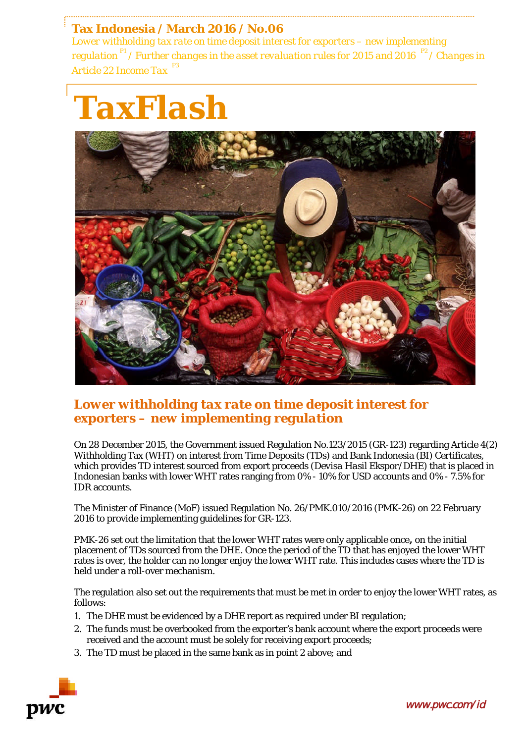**Tax Indonesia / March 2016 / No.06**

*Lower withholding tax rate on time deposit interest for exporters – new implementing regulation* [P1] */ Further changes in the asset revaluation rules for 2015 and 2016* [P2] */ Changes in Article 22 Income Tax* [P3]

# TaxFlash

## *Lower withholding tax rate on time deposit interest for exporters – new implementing regulation*

On 28 December 2015, the Government issued Regulation No.123/2015 (GR-123) regarding Article 4(2) Withholding Tax (WHT) on interest from Time Deposits (TDs) and Bank Indonesia (BI) Certificates, which provides TD interest sourced from export proceeds (*Devisa Hasil Ekspor*/DHE) that is placed in Indonesian banks with lower WHT rates ranging from 0% - 10% for USD accounts and 0% - 7.5% for IDR accounts.

The Minister of Finance (MoF) issued Regulation No. 26/PMK.010/2016 (PMK-26) on 22 February 2016 to provide implementing guidelines for GR-123.

PMK-26 set out the limitation that the lower WHT rates were only applicable once**,** on the initial placement of TDs sourced from the DHE. Once the period of the TD that has enjoyed the lower WHT rates is over, the holder can no longer enjoy the lower WHT rate. This includes cases where the TD is held under a roll-over mechanism.

The regulation also set out the requirements that must be met in order to enjoy the lower WHT rates, as follows:

1. The DHE must be evidenced by a DHE report as required under BI regulation;
2. The funds must be overbooked from the exporter's bank account where the export proceeds were received and the account must be solely for receiving export proceeds;
3. The TD must be placed in the same bank as in point 2 above; and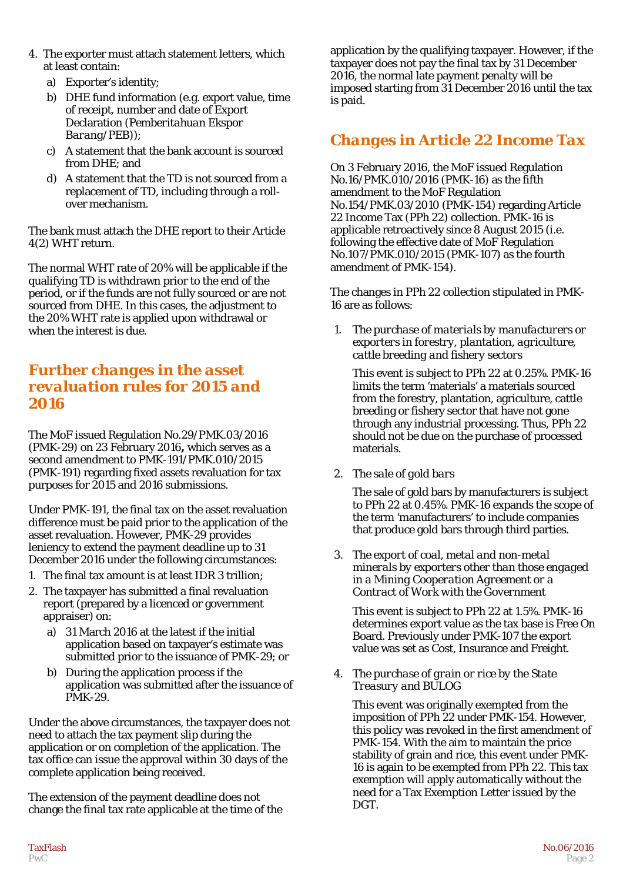4. The exporter must attach statement letters, which at least contain:
   a) Exporter's identity;
   b) DHE fund information (e.g. export value, time of receipt, number and date of Export Declaration (*Pemberitahuan Ekspor Barang*/PEB));
   c) A statement that the bank account is sourced from DHE; and
   d) A statement that the TD is not sourced from a replacement of TD, including through a roll-over mechanism.

The bank must attach the DHE report to their Article 4(2) WHT return.

The normal WHT rate of 20% will be applicable if the qualifying TD is withdrawn prior to the end of the period, or if the funds are not fully sourced or are not sourced from DHE. In this cases, the adjustment to the 20% WHT rate is applied upon withdrawal or when the interest is due.

## Further changes in the asset revaluation rules for 2015 and 2016

The MoF issued Regulation No.29/PMK.03/2016 (PMK-29) on 23 February 2016**,** which serves as a second amendment to PMK-191/PMK.010/2015 (PMK-191) regarding fixed assets revaluation for tax purposes for 2015 and 2016 submissions.

Under PMK-191, the final tax on the asset revaluation difference must be paid prior to the application of the asset revaluation. However, PMK-29 provides leniency to extend the payment deadline up to 31 December 2016 under the following circumstances:

1. The final tax amount is at least IDR 3 trillion;
2. The taxpayer has submitted a final revaluation report (prepared by a licenced or government appraiser) on:
   a) 31 March 2016 at the latest if the initial application based on taxpayer's estimate was submitted prior to the issuance of PMK-29; or
   b) During the application process if the application was submitted after the issuance of PMK-29.

Under the above circumstances, the taxpayer does not need to attach the tax payment slip during the application or on completion of the application. The tax office can issue the approval within 30 days of the complete application being received.

The extension of the payment deadline does not change the final tax rate applicable at the time of the application by the qualifying taxpayer. However, if the taxpayer does not pay the final tax by 31 December 2016, the normal late payment penalty will be imposed starting from 31 December 2016 until the tax is paid.

## Changes in Article 22 Income Tax

On 3 February 2016, the MoF issued Regulation No.16/PMK.010/2016 (PMK-16) as the fifth amendment to the MoF Regulation No.154/PMK.03/2010 (PMK-154) regarding Article 22 Income Tax (PPh 22) collection. PMK-16 is applicable retroactively since 8 August 2015 (i.e. following the effective date of MoF Regulation No.107/PMK.010/2015 (PMK-107) as the fourth amendment of PMK-154).

The changes in PPh 22 collection stipulated in PMK-16 are as follows:

1. *The purchase of materials by manufacturers or exporters in forestry, plantation, agriculture, cattle breeding and fishery sectors*

   This event is subject to PPh 22 at 0.25%. PMK-16 limits the term 'materials' a materials sourced from the forestry, plantation, agriculture, cattle breeding or fishery sector that have not gone through any industrial processing. Thus, PPh 22 should not be due on the purchase of processed materials.

2. *The sale of gold bars*

   The sale of gold bars by manufacturers is subject to PPh 22 at 0.45%. PMK-16 expands the scope of the term 'manufacturers' to include companies that produce gold bars through third parties.

3. *The export of coal, metal and non-metal minerals by exporters other than those engaged in a Mining Cooperation Agreement or a Contract of Work with the Government*

   This event is subject to PPh 22 at 1.5%. PMK-16 determines export value as the tax base is Free On Board. Previously under PMK-107 the export value was set as Cost, Insurance and Freight.

4. *The purchase of grain or rice by the State Treasury and BULOG*

   This event was originally exempted from the imposition of PPh 22 under PMK-154. However, this policy was revoked in the first amendment of PMK-154. With the aim to maintain the price stability of grain and rice, this event under PMK-16 is again to be exempted from PPh 22. This tax exemption will apply automatically without the need for a Tax Exemption Letter issued by the DGT.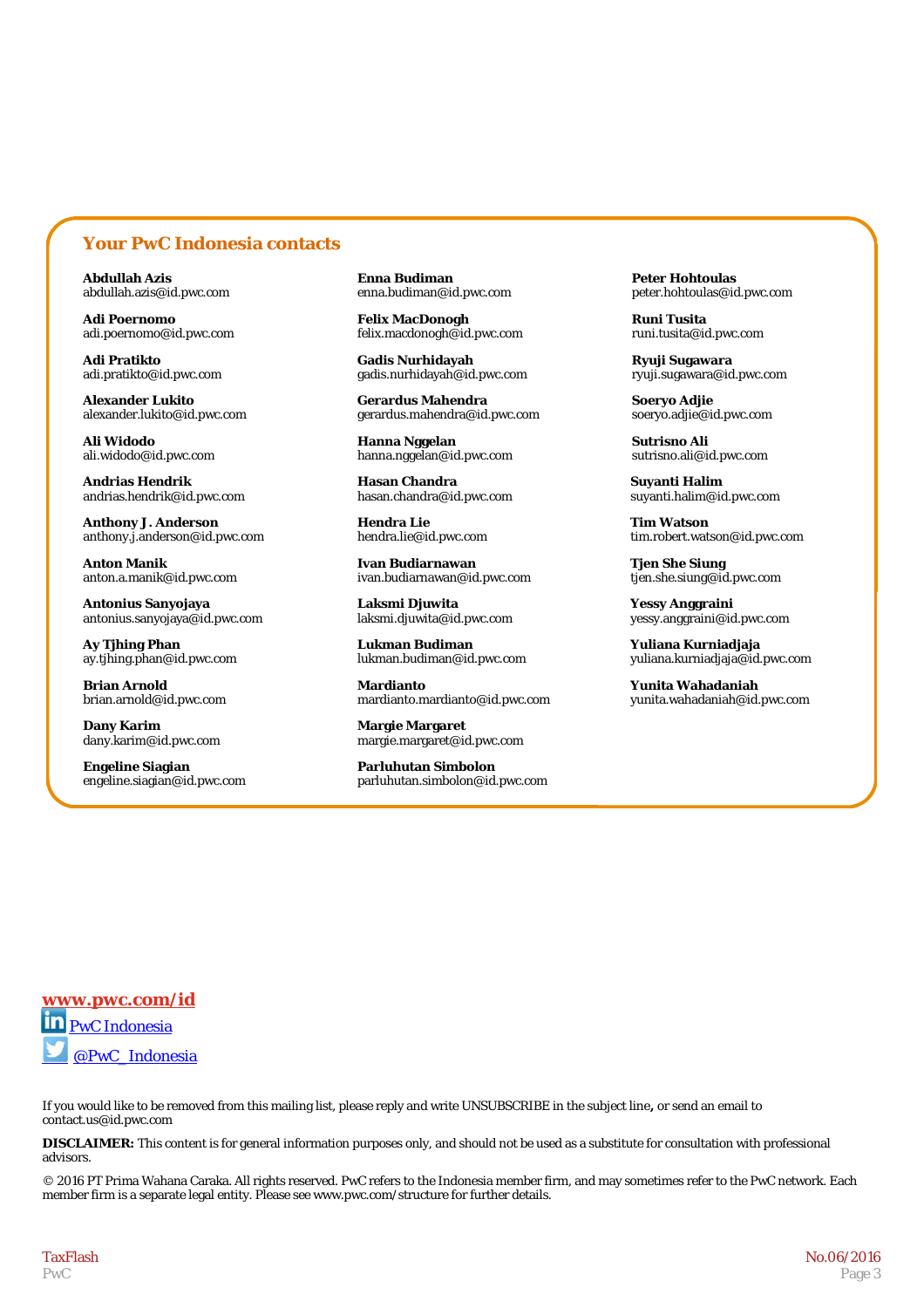## Your PwC Indonesia contacts

**Abdullah Azis**
abdullah.azis@id.pwc.com

**Adi Poernomo**
adi.poernomo@id.pwc.com

**Adi Pratikto**
adi.pratikto@id.pwc.com

**Alexander Lukito**
alexander.lukito@id.pwc.com

**Ali Widodo**
ali.widodo@id.pwc.com

**Andrias Hendrik**
andrias.hendrik@id.pwc.com

**Anthony J. Anderson**
anthony.j.anderson@id.pwc.com

**Anton Manik**
anton.a.manik@id.pwc.com

**Antonius Sanyojaya**
antonius.sanyojaya@id.pwc.com

**Ay Tjhing Phan**
ay.tjhing.phan@id.pwc.com

**Brian Arnold**
brian.arnold@id.pwc.com

**Dany Karim**
dany.karim@id.pwc.com

**Engeline Siagian**
engeline.siagian@id.pwc.com

**Enna Budiman**
enna.budiman@id.pwc.com

**Felix MacDonogh**
felix.macdonogh@id.pwc.com

**Gadis Nurhidayah**
gadis.nurhidayah@id.pwc.com

**Gerardus Mahendra**
gerardus.mahendra@id.pwc.com

**Hanna Nggelan**
hanna.nggelan@id.pwc.com

**Hasan Chandra**
hasan.chandra@id.pwc.com

**Hendra Lie**
hendra.lie@id.pwc.com

**Ivan Budiarnawan**
ivan.budiarnawan@id.pwc.com

**Laksmi Djuwita**
laksmi.djuwita@id.pwc.com

**Lukman Budiman**
lukman.budiman@id.pwc.com

**Mardianto**
mardianto.mardianto@id.pwc.com

**Margie Margaret**
margie.margaret@id.pwc.com

**Parluhutan Simbolon**
parluhutan.simbolon@id.pwc.com

**Peter Hohtoulas**
peter.hohtoulas@id.pwc.com

**Runi Tusita**
runi.tusita@id.pwc.com

**Ryuji Sugawara**
ryuji.sugawara@id.pwc.com

**Soeryo Adjie**
soeryo.adjie@id.pwc.com

**Sutrisno Ali**
sutrisno.ali@id.pwc.com

**Suyanti Halim**
suyanti.halim@id.pwc.com

**Tim Watson**
tim.robert.watson@id.pwc.com

**Tjen She Siung**
tjen.she.siung@id.pwc.com

**Yessy Anggraini**
yessy.anggraini@id.pwc.com

**Yuliana Kurniadjaja**
yuliana.kurniadjaja@id.pwc.com

**Yunita Wahadaniah**
yunita.wahadaniah@id.pwc.com

**www.pwc.com/id**

PwC Indonesia

@PwC_Indonesia

If you would like to be removed from this mailing list, please reply and write UNSUBSCRIBE in the subject line**,** or send an email to contact.us@id.pwc.com

**DISCLAIMER:** This content is for general information purposes only, and should not be used as a substitute for consultation with professional advisors.

© 2016 PT Prima Wahana Caraka. All rights reserved. PwC refers to the Indonesia member firm, and may sometimes refer to the PwC network. Each member firm is a separate legal entity. Please see www.pwc.com/structure for further details.